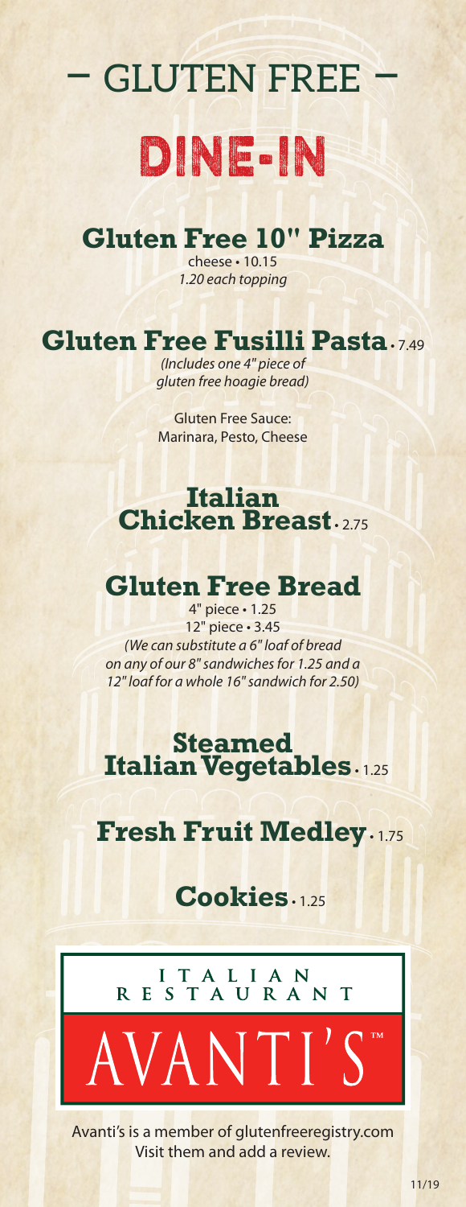# – GLUTEN FREE –

# DINE-IN

## Gluten Free 10" Pizza

cheese • 10.15
*1.20 each topping*

## Gluten Free Fusilli Pasta • 7.49

*(Includes one 4" piece of gluten free hoagie bread)*

Gluten Free Sauce:
Marinara, Pesto, Cheese

## Italian Chicken Breast • 2.75

## Gluten Free Bread

4" piece • 1.25
12" piece • 3.45
*(We can substitute a 6" loaf of bread on any of our 8" sandwiches for 1.25 and a 12" loaf for a whole 16" sandwich for 2.50)*

## Steamed Italian Vegetables • 1.25

## Fresh Fruit Medley • 1.75

## Cookies • 1.25

ITALIAN RESTAURANT
AVANTI'S™

Avanti's is a member of glutenfreeregistry.com
Visit them and add a review.

11/19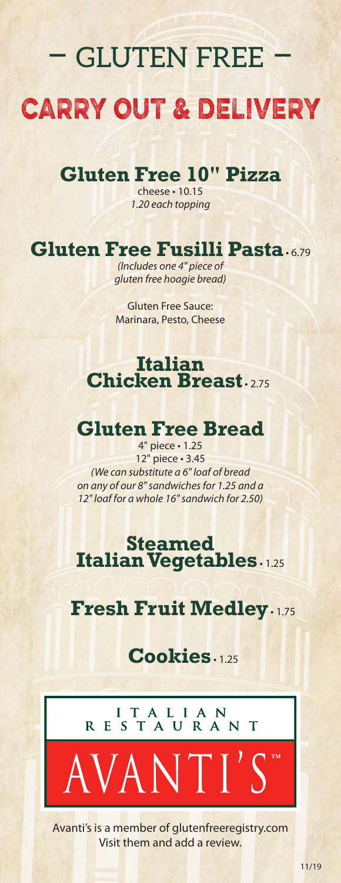# – GLUTEN FREE –

# CARRY OUT & DELIVERY

## Gluten Free 10" Pizza

cheese • 10.15

*1.20 each topping*

## Gluten Free Fusilli Pasta • 6.79

*(Includes one 4" piece of gluten free hoagie bread)*

Gluten Free Sauce:
Marinara, Pesto, Cheese

## Italian Chicken Breast • 2.75

## Gluten Free Bread

4" piece • 1.25

12" piece • 3.45

*(We can substitute a 6" loaf of bread on any of our 8" sandwiches for 1.25 and a 12" loaf for a whole 16" sandwich for 2.50)*

## Steamed Italian Vegetables • 1.25

## Fresh Fruit Medley • 1.75

## Cookies • 1.25

ITALIAN RESTAURANT

AVANTI'S™

Avanti's is a member of glutenfreeregistry.com
Visit them and add a review.

11/19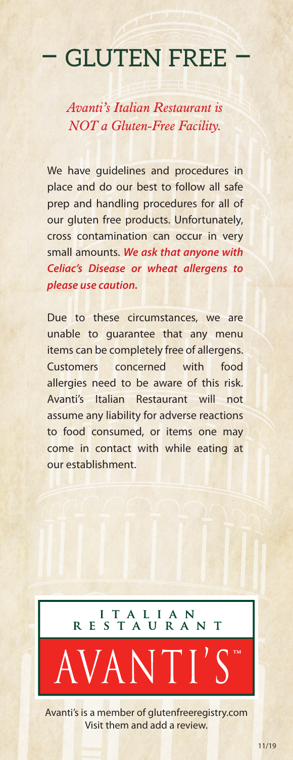# – GLUTEN FREE –

*Avanti's Italian Restaurant is NOT a Gluten-Free Facility.*

We have guidelines and procedures in place and do our best to follow all safe prep and handling procedures for all of our gluten free products. Unfortunately, cross contamination can occur in very small amounts. ***We ask that anyone with Celiac's Disease or wheat allergens to please use caution.***

Due to these circumstances, we are unable to guarantee that any menu items can be completely free of allergens. Customers concerned with food allergies need to be aware of this risk. Avanti's Italian Restaurant will not assume any liability for adverse reactions to food consumed, or items one may come in contact with while eating at our establishment.

ITALIAN RESTAURANT

AVANTI'S™

Avanti's is a member of glutenfreeregistry.com
Visit them and add a review.

11/19